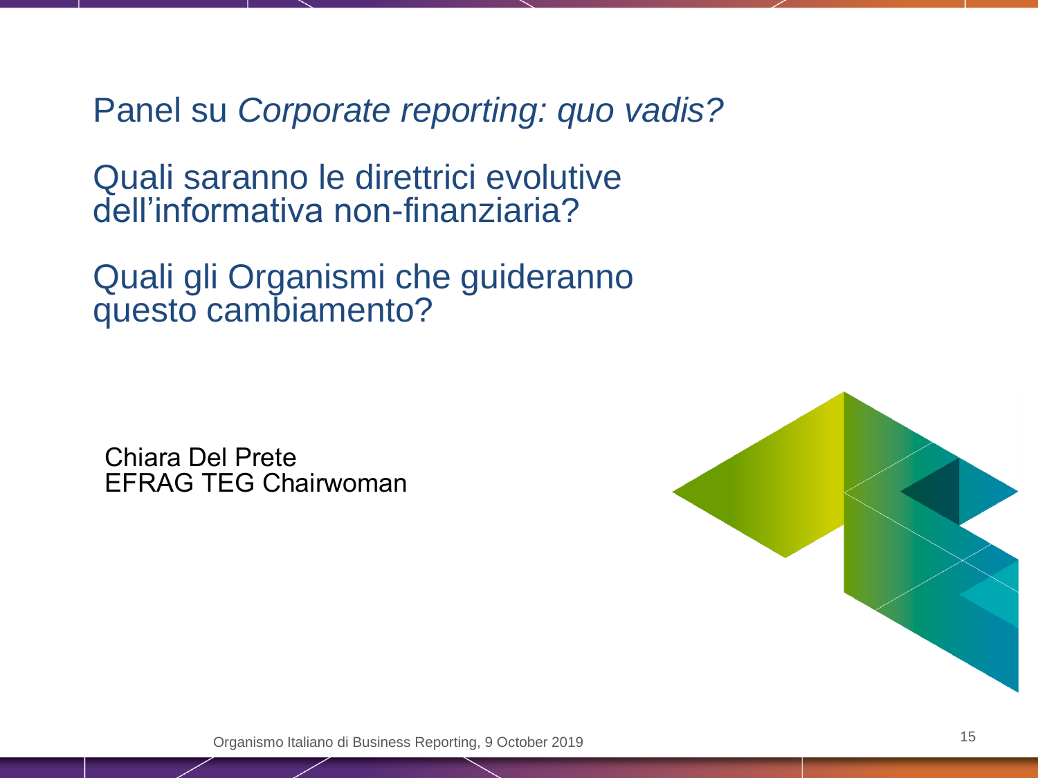# Panel su *Corporate reporting: quo vadis?*

## Quali saranno le direttrici evolutive dell'informativa non-finanziaria?

## Quali gli Organismi che guideranno questo cambiamento?

Chiara Del Prete
EFRAG TEG Chairwoman

Organismo Italiano di Business Reporting, 9 October 2019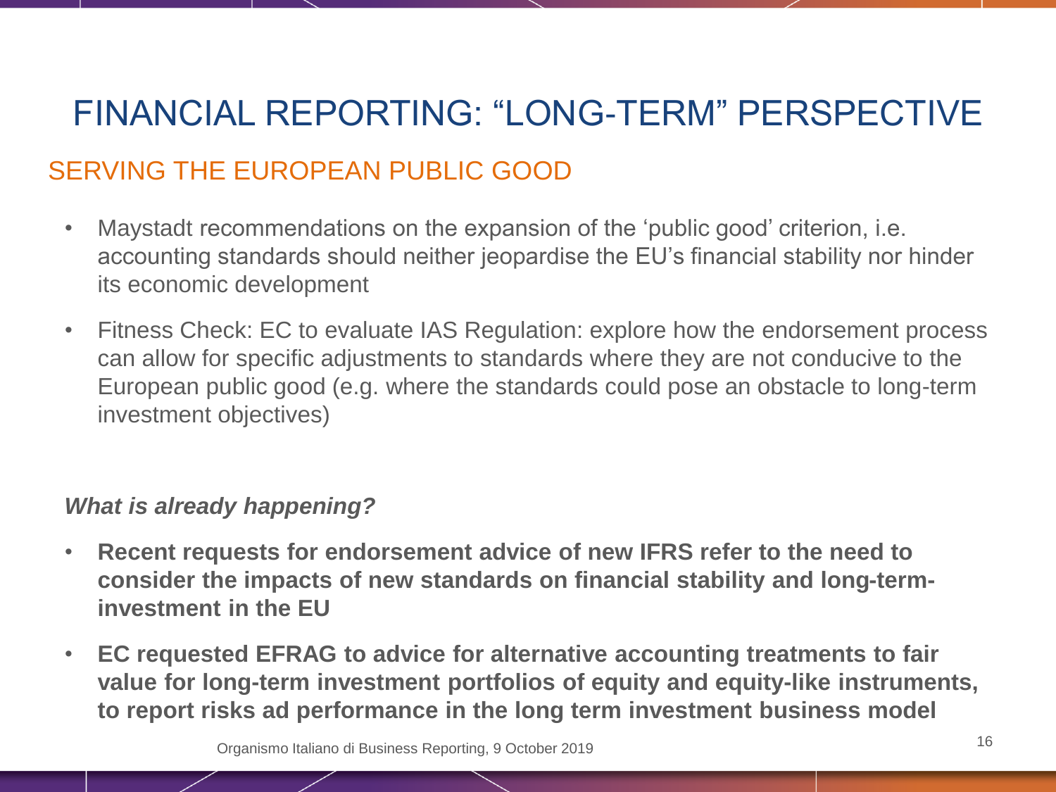# FINANCIAL REPORTING: "LONG-TERM" PERSPECTIVE

## SERVING THE EUROPEAN PUBLIC GOOD

- Maystadt recommendations on the expansion of the 'public good' criterion, i.e. accounting standards should neither jeopardise the EU's financial stability nor hinder its economic development
- Fitness Check: EC to evaluate IAS Regulation: explore how the endorsement process can allow for specific adjustments to standards where they are not conducive to the European public good (e.g. where the standards could pose an obstacle to long-term investment objectives)

***What is already happening?***

- **Recent requests for endorsement advice of new IFRS refer to the need to consider the impacts of new standards on financial stability and long-term-investment in the EU**
- **EC requested EFRAG to advice for alternative accounting treatments to fair value for long-term investment portfolios of equity and equity-like instruments, to report risks ad performance in the long term investment business model**

Organismo Italiano di Business Reporting, 9 October 2019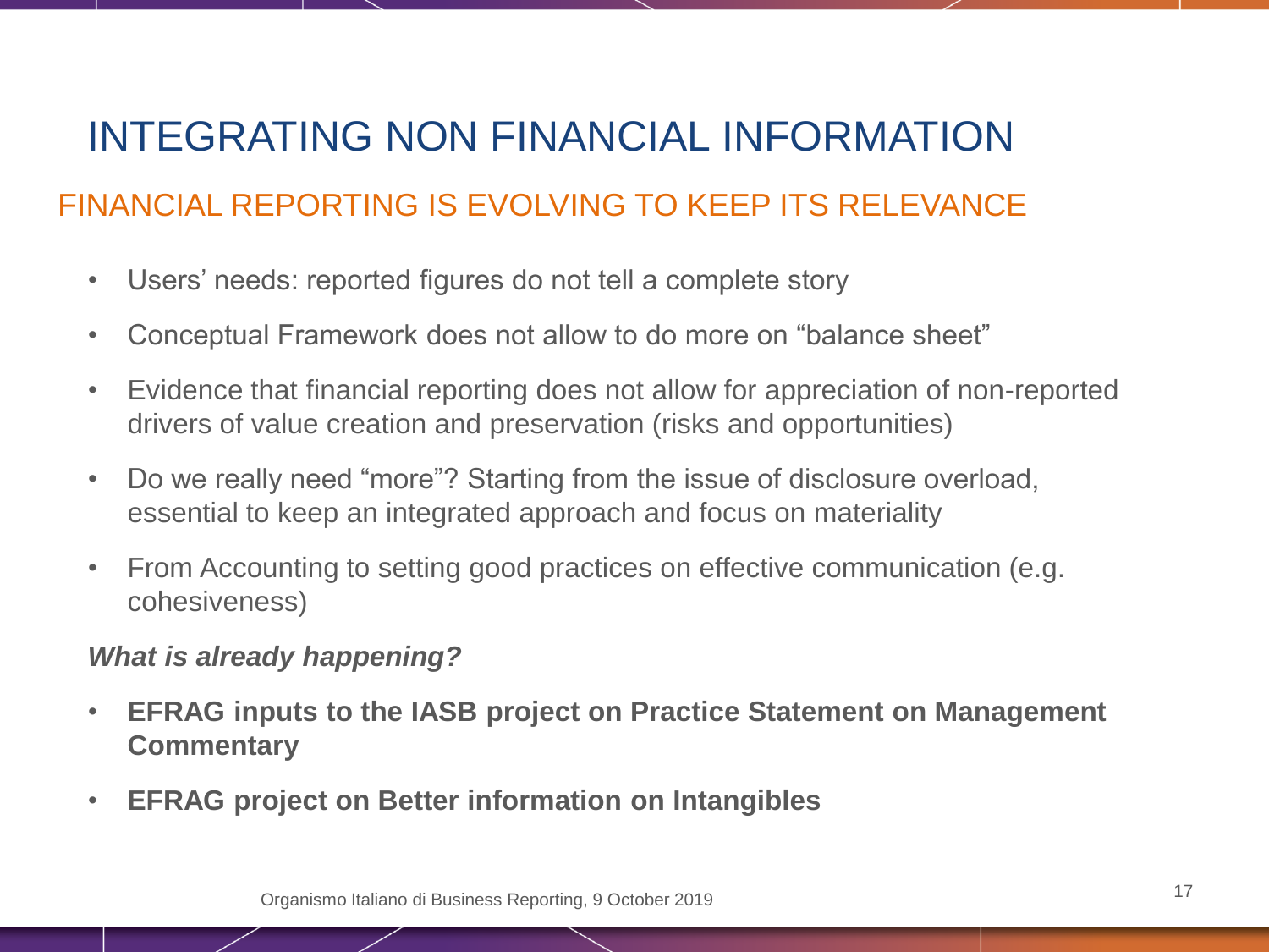# INTEGRATING NON FINANCIAL INFORMATION

## FINANCIAL REPORTING IS EVOLVING TO KEEP ITS RELEVANCE

- Users' needs: reported figures do not tell a complete story
- Conceptual Framework does not allow to do more on "balance sheet"
- Evidence that financial reporting does not allow for appreciation of non-reported drivers of value creation and preservation (risks and opportunities)
- Do we really need "more"? Starting from the issue of disclosure overload, essential to keep an integrated approach and focus on materiality
- From Accounting to setting good practices on effective communication (e.g. cohesiveness)

***What is already happening?***

- **EFRAG inputs to the IASB project on Practice Statement on Management Commentary**
- **EFRAG project on Better information on Intangibles**

Organismo Italiano di Business Reporting, 9 October 2019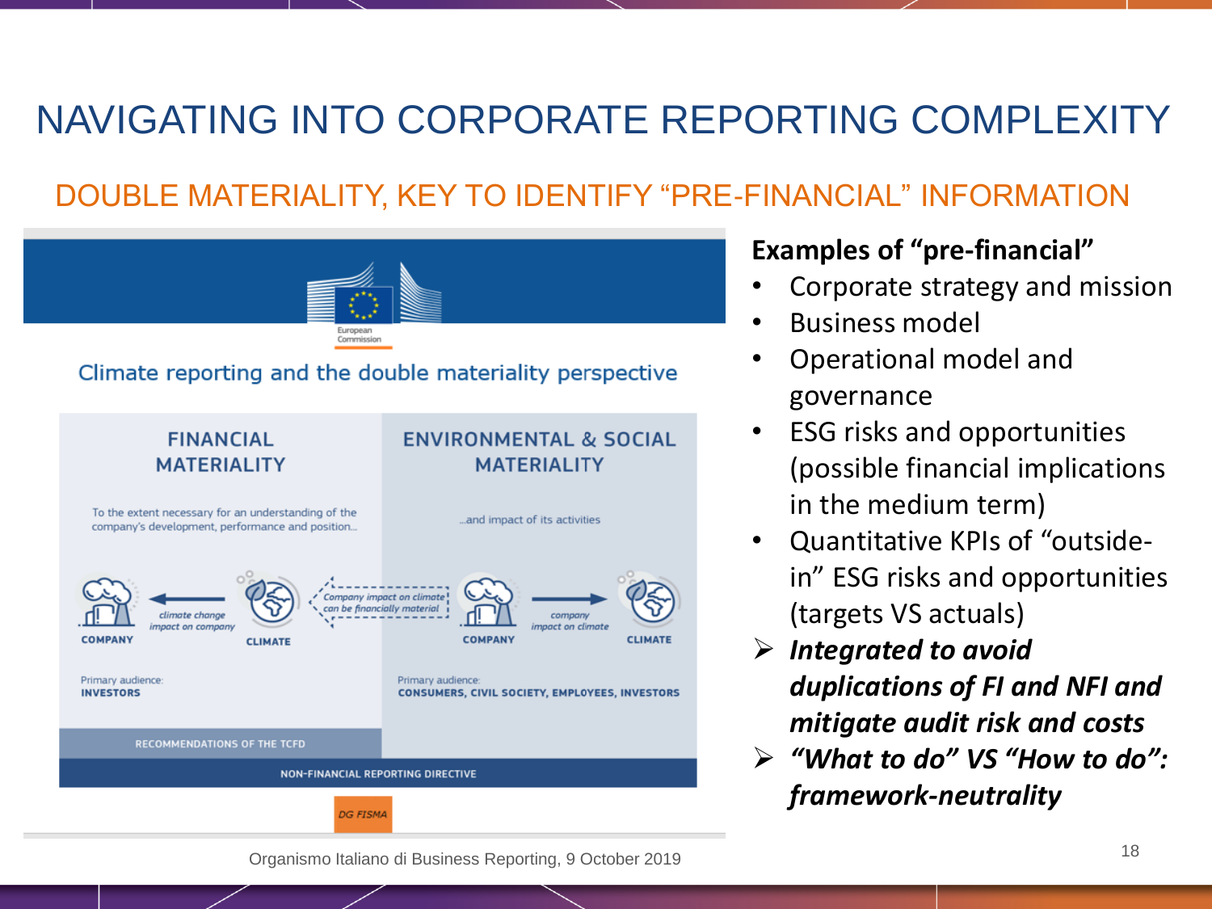# NAVIGATING INTO CORPORATE REPORTING COMPLEXITY

## DOUBLE MATERIALITY, KEY TO IDENTIFY "PRE-FINANCIAL" INFORMATION

European Commission

Climate reporting and the double materiality perspective

| FINANCIAL MATERIALITY | ENVIRONMENTAL & SOCIAL MATERIALITY |
|---|---|
| To the extent necessary for an understanding of the company's development, performance and position... | ...and impact of its activities |
| COMPANY ← climate change impact on company — CLIMATE | COMPANY — company impact on climate → CLIMATE |
| Company impact on climate can be financially material | |
| Primary audience: INVESTORS | Primary audience: CONSUMERS, CIVIL SOCIETY, EMPLOYEES, INVESTORS |
| RECOMMENDATIONS OF THE TCFD | |
| NON-FINANCIAL REPORTING DIRECTIVE | |

DG FISMA

**Examples of "pre-financial"**

- Corporate strategy and mission
- Business model
- Operational model and governance
- ESG risks and opportunities (possible financial implications in the medium term)
- Quantitative KPIs of "outside-in" ESG risks and opportunities (targets VS actuals)

➢ ***Integrated to avoid duplications of FI and NFI and mitigate audit risk and costs***

➢ ***"What to do" VS "How to do": framework-neutrality***

Organismo Italiano di Business Reporting, 9 October 2019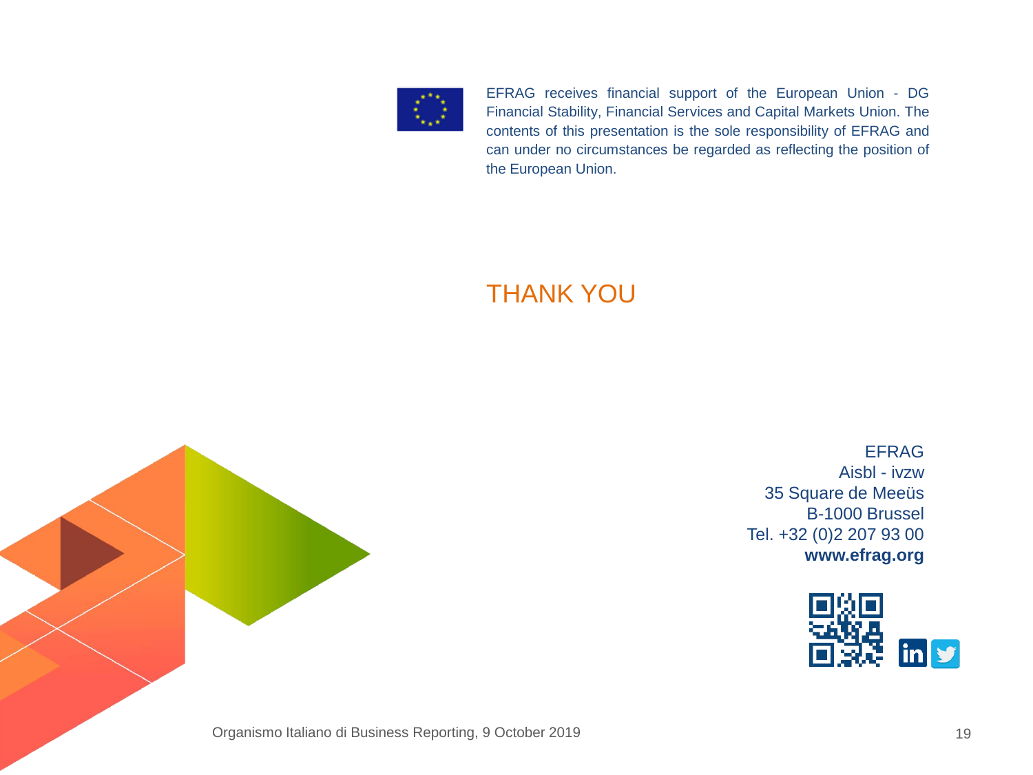EFRAG receives financial support of the European Union - DG Financial Stability, Financial Services and Capital Markets Union. The contents of this presentation is the sole responsibility of EFRAG and can under no circumstances be regarded as reflecting the position of the European Union.

# THANK YOU

EFRAG
Aisbl - ivzw
35 Square de Meeüs
B-1000 Brussel
Tel. +32 (0)2 207 93 00
**www.efrag.org**

Organismo Italiano di Business Reporting, 9 October 2019